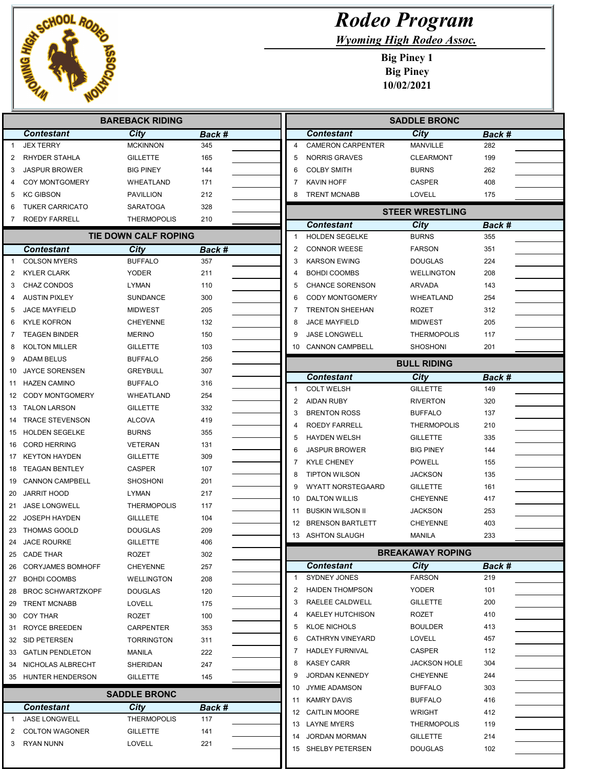# Rodeo Program

***Wyoming High Rodeo Assoc.***

**Big Piney 1**
**Big Piney**
**10/02/2021**

## BAREBACK RIDING

| | Contestant | City | Back # | |
|---|---|---|---|---|
| 1 | JEX TERRY | MCKINNON | 345 | |
| 2 | RHYDER STAHLA | GILLETTE | 165 | |
| 3 | JASPUR BROWER | BIG PINEY | 144 | |
| 4 | COY MONTGOMERY | WHEATLAND | 171 | |
| 5 | KC GIBSON | PAVILLION | 212 | |
| 6 | TUKER CARRICATO | SARATOGA | 328 | |
| 7 | ROEDY FARRELL | THERMOPOLIS | 210 | |

## TIE DOWN CALF ROPING

| | Contestant | City | Back # | |
|---|---|---|---|---|
| 1 | COLSON MYERS | BUFFALO | 357 | |
| 2 | KYLER CLARK | YODER | 211 | |
| 3 | CHAZ CONDOS | LYMAN | 110 | |
| 4 | AUSTIN PIXLEY | SUNDANCE | 300 | |
| 5 | JACE MAYFIELD | MIDWEST | 205 | |
| 6 | KYLE KOFRON | CHEYENNE | 132 | |
| 7 | TEAGEN BINDER | MERINO | 150 | |
| 8 | KOLTON MILLER | GILLETTE | 103 | |
| 9 | ADAM BELUS | BUFFALO | 256 | |
| 10 | JAYCE SORENSEN | GREYBULL | 307 | |
| 11 | HAZEN CAMINO | BUFFALO | 316 | |
| 12 | CODY MONTGOMERY | WHEATLAND | 254 | |
| 13 | TALON LARSON | GILLETTE | 332 | |
| 14 | TRACE STEVENSON | ALCOVA | 419 | |
| 15 | HOLDEN SEGELKE | BURNS | 355 | |
| 16 | CORD HERRING | VETERAN | 131 | |
| 17 | KEYTON HAYDEN | GILLETTE | 309 | |
| 18 | TEAGAN BENTLEY | CASPER | 107 | |
| 19 | CANNON CAMPBELL | SHOSHONI | 201 | |
| 20 | JARRIT HOOD | LYMAN | 217 | |
| 21 | JASE LONGWELL | THERMOPOLIS | 117 | |
| 22 | JOSEPH HAYDEN | GILLLETTE | 104 | |
| 23 | THOMAS GOOLD | DOUGLAS | 209 | |
| 24 | JACE ROURKE | GILLETTE | 406 | |
| 25 | CADE THAR | ROZET | 302 | |
| 26 | CORYJAMES BOMHOFF | CHEYENNE | 257 | |
| 27 | BOHDI COOMBS | WELLINGTON | 208 | |
| 28 | BROC SCHWARTZKOPF | DOUGLAS | 120 | |
| 29 | TRENT MCNABB | LOVELL | 175 | |
| 30 | COY THAR | ROZET | 100 | |
| 31 | ROYCE BREEDEN | CARPENTER | 353 | |
| 32 | SID PETERSEN | TORRINGTON | 311 | |
| 33 | GATLIN PENDLETON | MANILA | 222 | |
| 34 | NICHOLAS ALBRECHT | SHERIDAN | 247 | |
| 35 | HUNTER HENDERSON | GILLETTE | 145 | |

## SADDLE BRONC

| | Contestant | City | Back # | |
|---|---|---|---|---|
| 1 | JASE LONGWELL | THERMOPOLIS | 117 | |
| 2 | COLTON WAGONER | GILLETTE | 141 | |
| 3 | RYAN NUNN | LOVELL | 221 | |
| 4 | CAMERON CARPENTER | MANVILLE | 282 | |
| 5 | NORRIS GRAVES | CLEARMONT | 199 | |
| 6 | COLBY SMITH | BURNS | 262 | |
| 7 | KAVIN HOFF | CASPER | 408 | |
| 8 | TRENT MCNABB | LOVELL | 175 | |

## STEER WRESTLING

| | Contestant | City | Back # | |
|---|---|---|---|---|
| 1 | HOLDEN SEGELKE | BURNS | 355 | |
| 2 | CONNOR WEESE | FARSON | 351 | |
| 3 | KARSON EWING | DOUGLAS | 224 | |
| 4 | BOHDI COOMBS | WELLINGTON | 208 | |
| 5 | CHANCE SORENSON | ARVADA | 143 | |
| 6 | CODY MONTGOMERY | WHEATLAND | 254 | |
| 7 | TRENTON SHEEHAN | ROZET | 312 | |
| 8 | JACE MAYFIELD | MIDWEST | 205 | |
| 9 | JASE LONGWELL | THERMOPOLIS | 117 | |
| 10 | CANNON CAMPBELL | SHOSHONI | 201 | |

## BULL RIDING

| | Contestant | City | Back # | |
|---|---|---|---|---|
| 1 | COLT WELSH | GILLETTE | 149 | |
| 2 | AIDAN RUBY | RIVERTON | 320 | |
| 3 | BRENTON ROSS | BUFFALO | 137 | |
| 4 | ROEDY FARRELL | THERMOPOLIS | 210 | |
| 5 | HAYDEN WELSH | GILLETTE | 335 | |
| 6 | JASPUR BROWER | BIG PINEY | 144 | |
| 7 | KYLE CHENEY | POWELL | 155 | |
| 8 | TIPTON WILSON | JACKSON | 135 | |
| 9 | WYATT NORSTEGAARD | GILLETTE | 161 | |
| 10 | DALTON WILLIS | CHEYENNE | 417 | |
| 11 | BUSKIN WILSON II | JACKSON | 253 | |
| 12 | BRENSON BARTLETT | CHEYENNE | 403 | |
| 13 | ASHTON SLAUGH | MANILA | 233 | |

## BREAKAWAY ROPING

| | Contestant | City | Back # | |
|---|---|---|---|---|
| 1 | SYDNEY JONES | FARSON | 219 | |
| 2 | HAIDEN THOMPSON | YODER | 101 | |
| 3 | RAELEE CALDWELL | GILLETTE | 200 | |
| 4 | KAELEY HUTCHISON | ROZET | 410 | |
| 5 | KLOE NICHOLS | BOULDER | 413 | |
| 6 | CATHRYN VINEYARD | LOVELL | 457 | |
| 7 | HADLEY FURNIVAL | CASPER | 112 | |
| 8 | KASEY CARR | JACKSON HOLE | 304 | |
| 9 | JORDAN KENNEDY | CHEYENNE | 244 | |
| 10 | JYMIE ADAMSON | BUFFALO | 303 | |
| 11 | KAMRY DAVIS | BUFFALO | 416 | |
| 12 | CAITLIN MOORE | WRIGHT | 412 | |
| 13 | LAYNE MYERS | THERMOPOLIS | 119 | |
| 14 | JORDAN MORMAN | GILLETTE | 214 | |
| 15 | SHELBY PETERSEN | DOUGLAS | 102 | |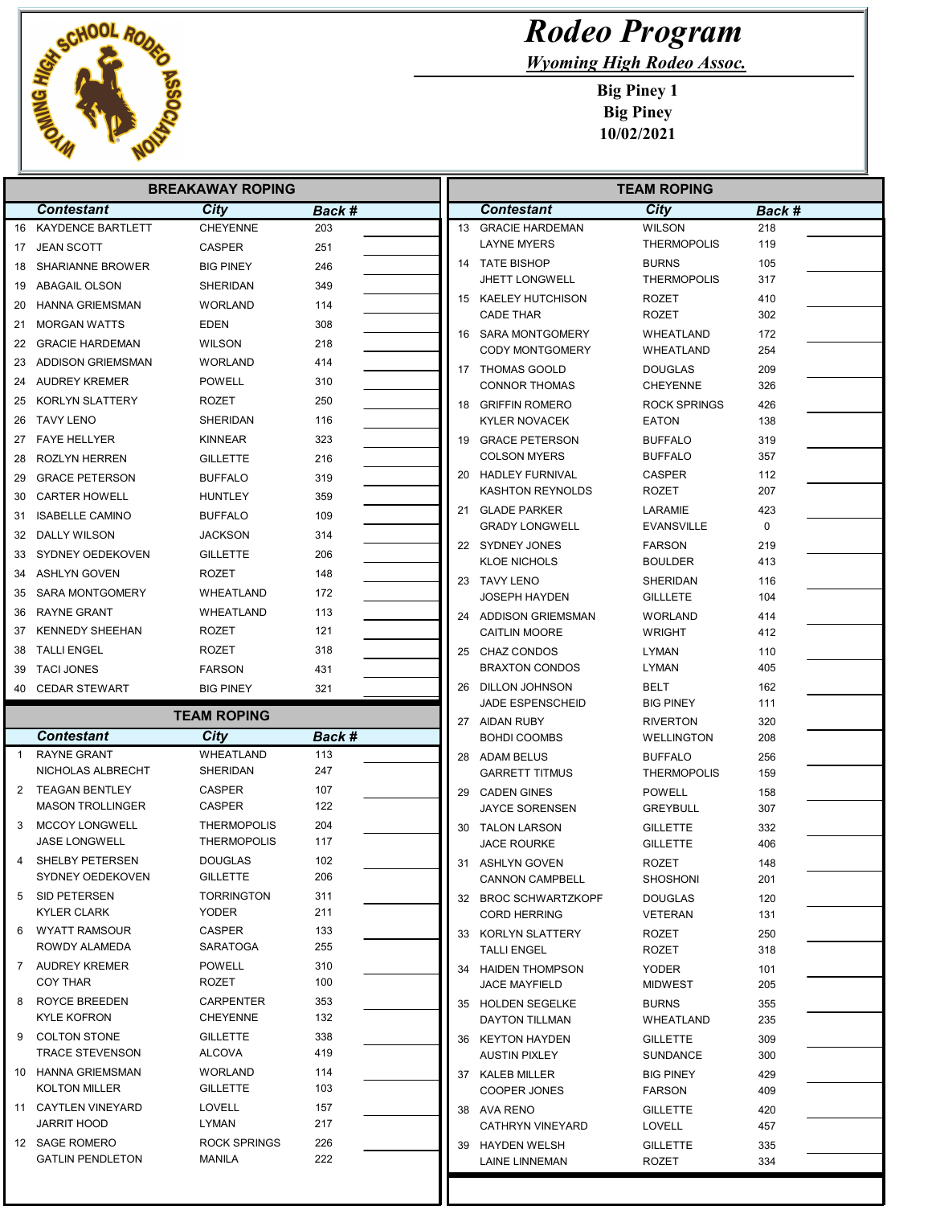# Rodeo Program

***Wyoming High Rodeo Assoc.***

**Big Piney 1**
**Big Piney**
**10/02/2021**

## BREAKAWAY ROPING

| | Contestant | City | Back # | |
|---|---|---|---|---|
| 16 | KAYDENCE BARTLETT | CHEYENNE | 203 | |
| 17 | JEAN SCOTT | CASPER | 251 | |
| 18 | SHARIANNE BROWER | BIG PINEY | 246 | |
| 19 | ABAGAIL OLSON | SHERIDAN | 349 | |
| 20 | HANNA GRIEMSMAN | WORLAND | 114 | |
| 21 | MORGAN WATTS | EDEN | 308 | |
| 22 | GRACIE HARDEMAN | WILSON | 218 | |
| 23 | ADDISON GRIEMSMAN | WORLAND | 414 | |
| 24 | AUDREY KREMER | POWELL | 310 | |
| 25 | KORLYN SLATTERY | ROZET | 250 | |
| 26 | TAVY LENO | SHERIDAN | 116 | |
| 27 | FAYE HELLYER | KINNEAR | 323 | |
| 28 | ROZLYN HERREN | GILLETTE | 216 | |
| 29 | GRACE PETERSON | BUFFALO | 319 | |
| 30 | CARTER HOWELL | HUNTLEY | 359 | |
| 31 | ISABELLE CAMINO | BUFFALO | 109 | |
| 32 | DALLY WILSON | JACKSON | 314 | |
| 33 | SYDNEY OEDEKOVEN | GILLETTE | 206 | |
| 34 | ASHLYN GOVEN | ROZET | 148 | |
| 35 | SARA MONTGOMERY | WHEATLAND | 172 | |
| 36 | RAYNE GRANT | WHEATLAND | 113 | |
| 37 | KENNEDY SHEEHAN | ROZET | 121 | |
| 38 | TALLI ENGEL | ROZET | 318 | |
| 39 | TACI JONES | FARSON | 431 | |
| 40 | CEDAR STEWART | BIG PINEY | 321 | |

## TEAM ROPING

| | Contestant | City | Back # | |
|---|---|---|---|---|
| 1 | RAYNE GRANT | WHEATLAND | 113 | |
| | NICHOLAS ALBRECHT | SHERIDAN | 247 | |
| 2 | TEAGAN BENTLEY | CASPER | 107 | |
| | MASON TROLLINGER | CASPER | 122 | |
| 3 | MCCOY LONGWELL | THERMOPOLIS | 204 | |
| | JASE LONGWELL | THERMOPOLIS | 117 | |
| 4 | SHELBY PETERSEN | DOUGLAS | 102 | |
| | SYDNEY OEDEKOVEN | GILLETTE | 206 | |
| 5 | SID PETERSEN | TORRINGTON | 311 | |
| | KYLER CLARK | YODER | 211 | |
| 6 | WYATT RAMSOUR | CASPER | 133 | |
| | ROWDY ALAMEDA | SARATOGA | 255 | |
| 7 | AUDREY KREMER | POWELL | 310 | |
| | COY THAR | ROZET | 100 | |
| 8 | ROYCE BREEDEN | CARPENTER | 353 | |
| | KYLE KOFRON | CHEYENNE | 132 | |
| 9 | COLTON STONE | GILLETTE | 338 | |
| | TRACE STEVENSON | ALCOVA | 419 | |
| 10 | HANNA GRIEMSMAN | WORLAND | 114 | |
| | KOLTON MILLER | GILLETTE | 103 | |
| 11 | CAYTLEN VINEYARD | LOVELL | 157 | |
| | JARRIT HOOD | LYMAN | 217 | |
| 12 | SAGE ROMERO | ROCK SPRINGS | 226 | |
| | GATLIN PENDLETON | MANILA | 222 | |
| 13 | GRACIE HARDEMAN | WILSON | 218 | |
| | LAYNE MYERS | THERMOPOLIS | 119 | |
| 14 | TATE BISHOP | BURNS | 105 | |
| | JHETT LONGWELL | THERMOPOLIS | 317 | |
| 15 | KAELEY HUTCHISON | ROZET | 410 | |
| | CADE THAR | ROZET | 302 | |
| 16 | SARA MONTGOMERY | WHEATLAND | 172 | |
| | CODY MONTGOMERY | WHEATLAND | 254 | |
| 17 | THOMAS GOOLD | DOUGLAS | 209 | |
| | CONNOR THOMAS | CHEYENNE | 326 | |
| 18 | GRIFFIN ROMERO | ROCK SPRINGS | 426 | |
| | KYLER NOVACEK | EATON | 138 | |
| 19 | GRACE PETERSON | BUFFALO | 319 | |
| | COLSON MYERS | BUFFALO | 357 | |
| 20 | HADLEY FURNIVAL | CASPER | 112 | |
| | KASHTON REYNOLDS | ROZET | 207 | |
| 21 | GLADE PARKER | LARAMIE | 423 | |
| | GRADY LONGWELL | EVANSVILLE | 0 | |
| 22 | SYDNEY JONES | FARSON | 219 | |
| | KLOE NICHOLS | BOULDER | 413 | |
| 23 | TAVY LENO | SHERIDAN | 116 | |
| | JOSEPH HAYDEN | GILLLETE | 104 | |
| 24 | ADDISON GRIEMSMAN | WORLAND | 414 | |
| | CAITLIN MOORE | WRIGHT | 412 | |
| 25 | CHAZ CONDOS | LYMAN | 110 | |
| | BRAXTON CONDOS | LYMAN | 405 | |
| 26 | DILLON JOHNSON | BELT | 162 | |
| | JADE ESPENSCHEID | BIG PINEY | 111 | |
| 27 | AIDAN RUBY | RIVERTON | 320 | |
| | BOHDI COOMBS | WELLINGTON | 208 | |
| 28 | ADAM BELUS | BUFFALO | 256 | |
| | GARRETT TITMUS | THERMOPOLIS | 159 | |
| 29 | CADEN GINES | POWELL | 158 | |
| | JAYCE SORENSEN | GREYBULL | 307 | |
| 30 | TALON LARSON | GILLETTE | 332 | |
| | JACE ROURKE | GILLETTE | 406 | |
| 31 | ASHLYN GOVEN | ROZET | 148 | |
| | CANNON CAMPBELL | SHOSHONI | 201 | |
| 32 | BROC SCHWARTZKOPF | DOUGLAS | 120 | |
| | CORD HERRING | VETERAN | 131 | |
| 33 | KORLYN SLATTERY | ROZET | 250 | |
| | TALLI ENGEL | ROZET | 318 | |
| 34 | HAIDEN THOMPSON | YODER | 101 | |
| | JACE MAYFIELD | MIDWEST | 205 | |
| 35 | HOLDEN SEGELKE | BURNS | 355 | |
| | DAYTON TILLMAN | WHEATLAND | 235 | |
| 36 | KEYTON HAYDEN | GILLETTE | 309 | |
| | AUSTIN PIXLEY | SUNDANCE | 300 | |
| 37 | KALEB MILLER | BIG PINEY | 429 | |
| | COOPER JONES | FARSON | 409 | |
| 38 | AVA RENO | GILLETTE | 420 | |
| | CATHRYN VINEYARD | LOVELL | 457 | |
| 39 | HAYDEN WELSH | GILLETTE | 335 | |
| | LAINE LINNEMAN | ROZET | 334 | |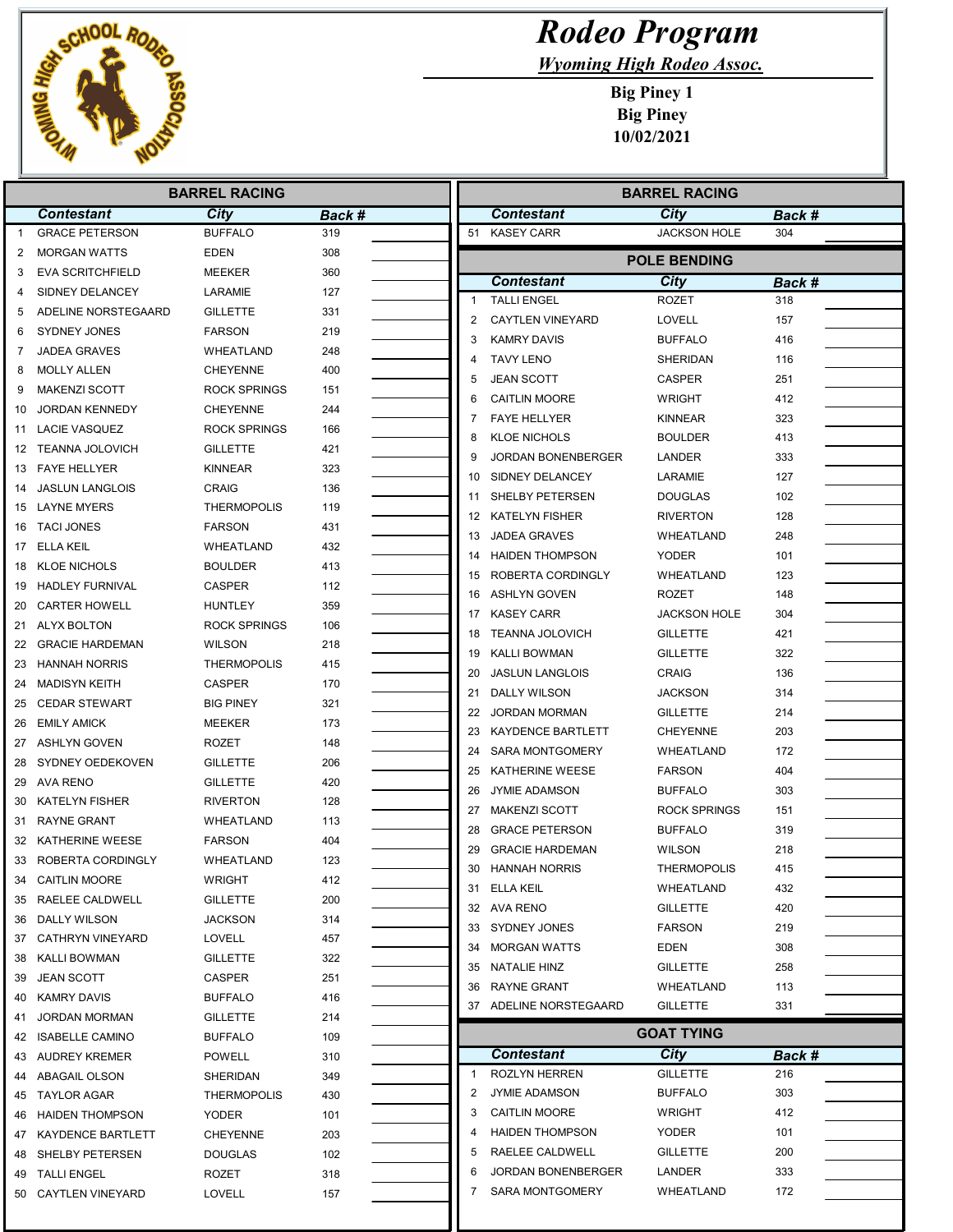# Rodeo Program

***Wyoming High Rodeo Assoc.***

**Big Piney 1**
**Big Piney**
**10/02/2021**

## BARREL RACING

| | Contestant | City | Back # | |
|---|---|---|---|---|
| 1 | GRACE PETERSON | BUFFALO | 319 | |
| 2 | MORGAN WATTS | EDEN | 308 | |
| 3 | EVA SCRITCHFIELD | MEEKER | 360 | |
| 4 | SIDNEY DELANCEY | LARAMIE | 127 | |
| 5 | ADELINE NORSTEGAARD | GILLETTE | 331 | |
| 6 | SYDNEY JONES | FARSON | 219 | |
| 7 | JADEA GRAVES | WHEATLAND | 248 | |
| 8 | MOLLY ALLEN | CHEYENNE | 400 | |
| 9 | MAKENZI SCOTT | ROCK SPRINGS | 151 | |
| 10 | JORDAN KENNEDY | CHEYENNE | 244 | |
| 11 | LACIE VASQUEZ | ROCK SPRINGS | 166 | |
| 12 | TEANNA JOLOVICH | GILLETTE | 421 | |
| 13 | FAYE HELLYER | KINNEAR | 323 | |
| 14 | JASLUN LANGLOIS | CRAIG | 136 | |
| 15 | LAYNE MYERS | THERMOPOLIS | 119 | |
| 16 | TACI JONES | FARSON | 431 | |
| 17 | ELLA KEIL | WHEATLAND | 432 | |
| 18 | KLOE NICHOLS | BOULDER | 413 | |
| 19 | HADLEY FURNIVAL | CASPER | 112 | |
| 20 | CARTER HOWELL | HUNTLEY | 359 | |
| 21 | ALYX BOLTON | ROCK SPRINGS | 106 | |
| 22 | GRACIE HARDEMAN | WILSON | 218 | |
| 23 | HANNAH NORRIS | THERMOPOLIS | 415 | |
| 24 | MADISYN KEITH | CASPER | 170 | |
| 25 | CEDAR STEWART | BIG PINEY | 321 | |
| 26 | EMILY AMICK | MEEKER | 173 | |
| 27 | ASHLYN GOVEN | ROZET | 148 | |
| 28 | SYDNEY OEDEKOVEN | GILLETTE | 206 | |
| 29 | AVA RENO | GILLETTE | 420 | |
| 30 | KATELYN FISHER | RIVERTON | 128 | |
| 31 | RAYNE GRANT | WHEATLAND | 113 | |
| 32 | KATHERINE WEESE | FARSON | 404 | |
| 33 | ROBERTA CORDINGLY | WHEATLAND | 123 | |
| 34 | CAITLIN MOORE | WRIGHT | 412 | |
| 35 | RAELEE CALDWELL | GILLETTE | 200 | |
| 36 | DALLY WILSON | JACKSON | 314 | |
| 37 | CATHRYN VINEYARD | LOVELL | 457 | |
| 38 | KALLI BOWMAN | GILLETTE | 322 | |
| 39 | JEAN SCOTT | CASPER | 251 | |
| 40 | KAMRY DAVIS | BUFFALO | 416 | |
| 41 | JORDAN MORMAN | GILLETTE | 214 | |
| 42 | ISABELLE CAMINO | BUFFALO | 109 | |
| 43 | AUDREY KREMER | POWELL | 310 | |
| 44 | ABAGAIL OLSON | SHERIDAN | 349 | |
| 45 | TAYLOR AGAR | THERMOPOLIS | 430 | |
| 46 | HAIDEN THOMPSON | YODER | 101 | |
| 47 | KAYDENCE BARTLETT | CHEYENNE | 203 | |
| 48 | SHELBY PETERSEN | DOUGLAS | 102 | |
| 49 | TALLI ENGEL | ROZET | 318 | |
| 50 | CAYTLEN VINEYARD | LOVELL | 157 | |
| 51 | KASEY CARR | JACKSON HOLE | 304 | |

## POLE BENDING

| | Contestant | City | Back # | |
|---|---|---|---|---|
| 1 | TALLI ENGEL | ROZET | 318 | |
| 2 | CAYTLEN VINEYARD | LOVELL | 157 | |
| 3 | KAMRY DAVIS | BUFFALO | 416 | |
| 4 | TAVY LENO | SHERIDAN | 116 | |
| 5 | JEAN SCOTT | CASPER | 251 | |
| 6 | CAITLIN MOORE | WRIGHT | 412 | |
| 7 | FAYE HELLYER | KINNEAR | 323 | |
| 8 | KLOE NICHOLS | BOULDER | 413 | |
| 9 | JORDAN BONENBERGER | LANDER | 333 | |
| 10 | SIDNEY DELANCEY | LARAMIE | 127 | |
| 11 | SHELBY PETERSEN | DOUGLAS | 102 | |
| 12 | KATELYN FISHER | RIVERTON | 128 | |
| 13 | JADEA GRAVES | WHEATLAND | 248 | |
| 14 | HAIDEN THOMPSON | YODER | 101 | |
| 15 | ROBERTA CORDINGLY | WHEATLAND | 123 | |
| 16 | ASHLYN GOVEN | ROZET | 148 | |
| 17 | KASEY CARR | JACKSON HOLE | 304 | |
| 18 | TEANNA JOLOVICH | GILLETTE | 421 | |
| 19 | KALLI BOWMAN | GILLETTE | 322 | |
| 20 | JASLUN LANGLOIS | CRAIG | 136 | |
| 21 | DALLY WILSON | JACKSON | 314 | |
| 22 | JORDAN MORMAN | GILLETTE | 214 | |
| 23 | KAYDENCE BARTLETT | CHEYENNE | 203 | |
| 24 | SARA MONTGOMERY | WHEATLAND | 172 | |
| 25 | KATHERINE WEESE | FARSON | 404 | |
| 26 | JYMIE ADAMSON | BUFFALO | 303 | |
| 27 | MAKENZI SCOTT | ROCK SPRINGS | 151 | |
| 28 | GRACE PETERSON | BUFFALO | 319 | |
| 29 | GRACIE HARDEMAN | WILSON | 218 | |
| 30 | HANNAH NORRIS | THERMOPOLIS | 415 | |
| 31 | ELLA KEIL | WHEATLAND | 432 | |
| 32 | AVA RENO | GILLETTE | 420 | |
| 33 | SYDNEY JONES | FARSON | 219 | |
| 34 | MORGAN WATTS | EDEN | 308 | |
| 35 | NATALIE HINZ | GILLETTE | 258 | |
| 36 | RAYNE GRANT | WHEATLAND | 113 | |
| 37 | ADELINE NORSTEGAARD | GILLETTE | 331 | |

## GOAT TYING

| | Contestant | City | Back # | |
|---|---|---|---|---|
| 1 | ROZLYN HERREN | GILLETTE | 216 | |
| 2 | JYMIE ADAMSON | BUFFALO | 303 | |
| 3 | CAITLIN MOORE | WRIGHT | 412 | |
| 4 | HAIDEN THOMPSON | YODER | 101 | |
| 5 | RAELEE CALDWELL | GILLETTE | 200 | |
| 6 | JORDAN BONENBERGER | LANDER | 333 | |
| 7 | SARA MONTGOMERY | WHEATLAND | 172 | |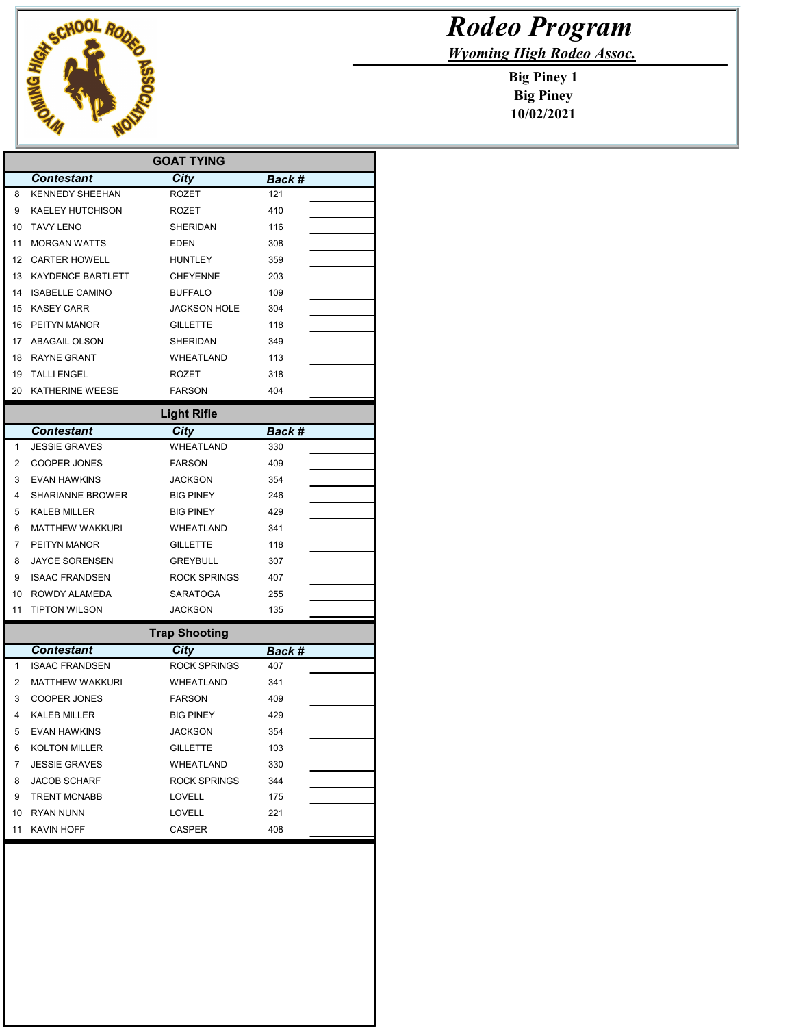# Rodeo Program

*Wyoming High Rodeo Assoc.*

**Big Piney 1**
**Big Piney**
**10/02/2021**

## GOAT TYING

| | Contestant | City | Back # | |
|---|---|---|---|---|
| 8 | KENNEDY SHEEHAN | ROZET | 121 | |
| 9 | KAELEY HUTCHISON | ROZET | 410 | |
| 10 | TAVY LENO | SHERIDAN | 116 | |
| 11 | MORGAN WATTS | EDEN | 308 | |
| 12 | CARTER HOWELL | HUNTLEY | 359 | |
| 13 | KAYDENCE BARTLETT | CHEYENNE | 203 | |
| 14 | ISABELLE CAMINO | BUFFALO | 109 | |
| 15 | KASEY CARR | JACKSON HOLE | 304 | |
| 16 | PEITYN MANOR | GILLETTE | 118 | |
| 17 | ABAGAIL OLSON | SHERIDAN | 349 | |
| 18 | RAYNE GRANT | WHEATLAND | 113 | |
| 19 | TALLI ENGEL | ROZET | 318 | |
| 20 | KATHERINE WEESE | FARSON | 404 | |

## Light Rifle

| | Contestant | City | Back # | |
|---|---|---|---|---|
| 1 | JESSIE GRAVES | WHEATLAND | 330 | |
| 2 | COOPER JONES | FARSON | 409 | |
| 3 | EVAN HAWKINS | JACKSON | 354 | |
| 4 | SHARIANNE BROWER | BIG PINEY | 246 | |
| 5 | KALEB MILLER | BIG PINEY | 429 | |
| 6 | MATTHEW WAKKURI | WHEATLAND | 341 | |
| 7 | PEITYN MANOR | GILLETTE | 118 | |
| 8 | JAYCE SORENSEN | GREYBULL | 307 | |
| 9 | ISAAC FRANDSEN | ROCK SPRINGS | 407 | |
| 10 | ROWDY ALAMEDA | SARATOGA | 255 | |
| 11 | TIPTON WILSON | JACKSON | 135 | |

## Trap Shooting

| | Contestant | City | Back # | |
|---|---|---|---|---|
| 1 | ISAAC FRANDSEN | ROCK SPRINGS | 407 | |
| 2 | MATTHEW WAKKURI | WHEATLAND | 341 | |
| 3 | COOPER JONES | FARSON | 409 | |
| 4 | KALEB MILLER | BIG PINEY | 429 | |
| 5 | EVAN HAWKINS | JACKSON | 354 | |
| 6 | KOLTON MILLER | GILLETTE | 103 | |
| 7 | JESSIE GRAVES | WHEATLAND | 330 | |
| 8 | JACOB SCHARF | ROCK SPRINGS | 344 | |
| 9 | TRENT MCNABB | LOVELL | 175 | |
| 10 | RYAN NUNN | LOVELL | 221 | |
| 11 | KAVIN HOFF | CASPER | 408 | |